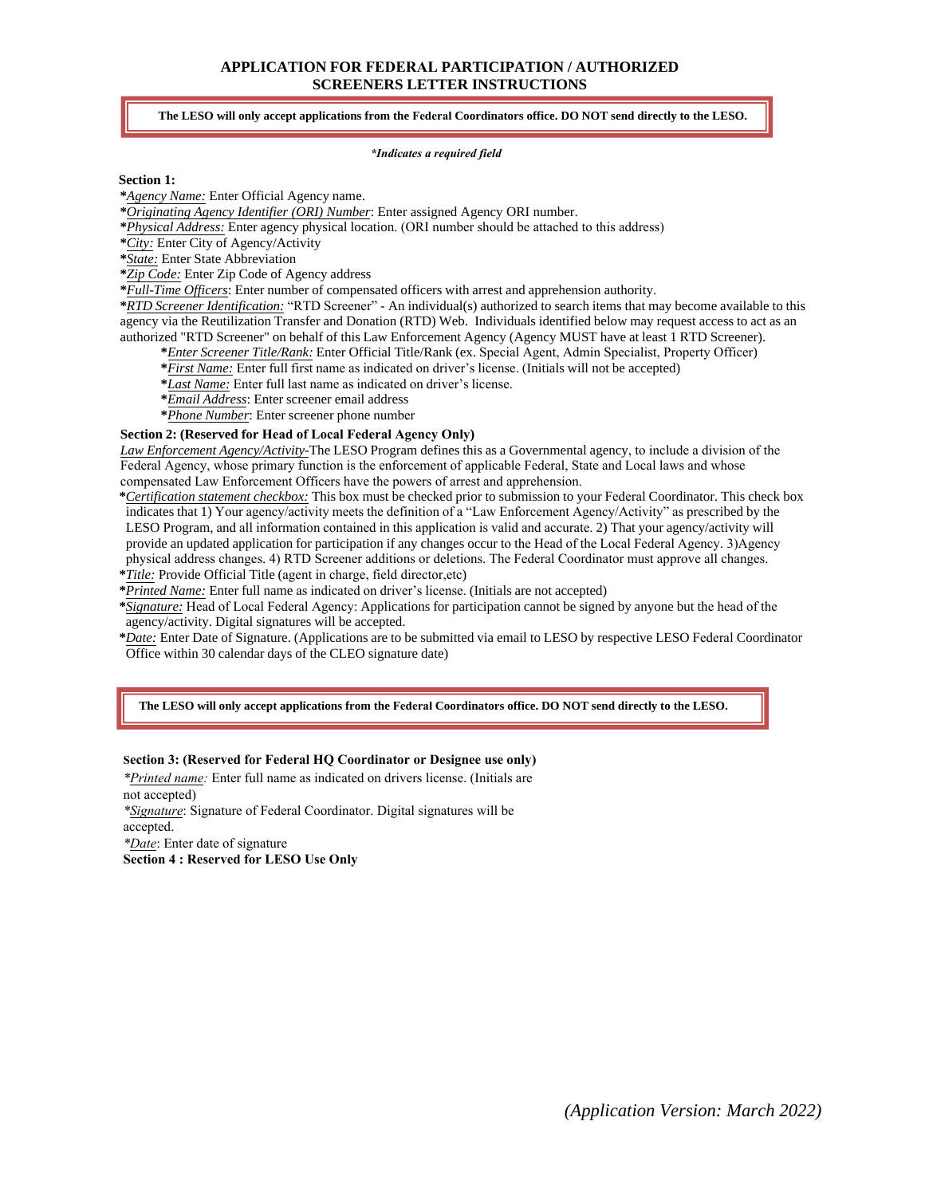# APPLICATION FOR FEDERAL PARTICIPATION / AUTHORIZED SCREENERS LETTER INSTRUCTIONS

**The LESO will only accept applications from the Federal Coordinators office. DO NOT send directly to the LESO.**

***Indicates a required field***

**Section 1:**

*Agency Name: Enter Official Agency name.
*Originating Agency Identifier (ORI) Number: Enter assigned Agency ORI number.
*Physical Address: Enter agency physical location. (ORI number should be attached to this address)
*City: Enter City of Agency/Activity
*State: Enter State Abbreviation
*Zip Code: Enter Zip Code of Agency address
*Full-Time Officers: Enter number of compensated officers with arrest and apprehension authority.
*RTD Screener Identification: "RTD Screener" - An individual(s) authorized to search items that may become available to this agency via the Reutilization Transfer and Donation (RTD) Web. Individuals identified below may request access to act as an authorized "RTD Screener" on behalf of this Law Enforcement Agency (Agency MUST have at least 1 RTD Screener).

- *Enter Screener Title/Rank: Enter Official Title/Rank (ex. Special Agent, Admin Specialist, Property Officer)
- *First Name: Enter full first name as indicated on driver's license. (Initials will not be accepted)
- *Last Name: Enter full last name as indicated on driver's license.
- *Email Address: Enter screener email address
- *Phone Number: Enter screener phone number

**Section 2: (Reserved for Head of Local Federal Agency Only)**

Law Enforcement Agency/Activity-The LESO Program defines this as a Governmental agency, to include a division of the Federal Agency, whose primary function is the enforcement of applicable Federal, State and Local laws and whose compensated Law Enforcement Officers have the powers of arrest and apprehension.

*Certification statement checkbox: This box must be checked prior to submission to your Federal Coordinator. This check box indicates that 1) Your agency/activity meets the definition of a "Law Enforcement Agency/Activity" as prescribed by the LESO Program, and all information contained in this application is valid and accurate. 2) That your agency/activity will provide an updated application for participation if any changes occur to the Head of the Local Federal Agency. 3)Agency physical address changes. 4) RTD Screener additions or deletions. The Federal Coordinator must approve all changes.
*Title: Provide Official Title (agent in charge, field director,etc)
*Printed Name: Enter full name as indicated on driver's license. (Initials are not accepted)
*Signature: Head of Local Federal Agency: Applications for participation cannot be signed by anyone but the head of the agency/activity. Digital signatures will be accepted.
*Date: Enter Date of Signature. (Applications are to be submitted via email to LESO by respective LESO Federal Coordinator Office within 30 calendar days of the CLEO signature date)

**The LESO will only accept applications from the Federal Coordinators office. DO NOT send directly to the LESO.**

**Section 3: (Reserved for Federal HQ Coordinator or Designee use only)**

*Printed name: Enter full name as indicated on drivers license. (Initials are not accepted)
*Signature: Signature of Federal Coordinator. Digital signatures will be accepted.
*Date: Enter date of signature

**Section 4 : Reserved for LESO Use Only**

*(Application Version: March 2022)*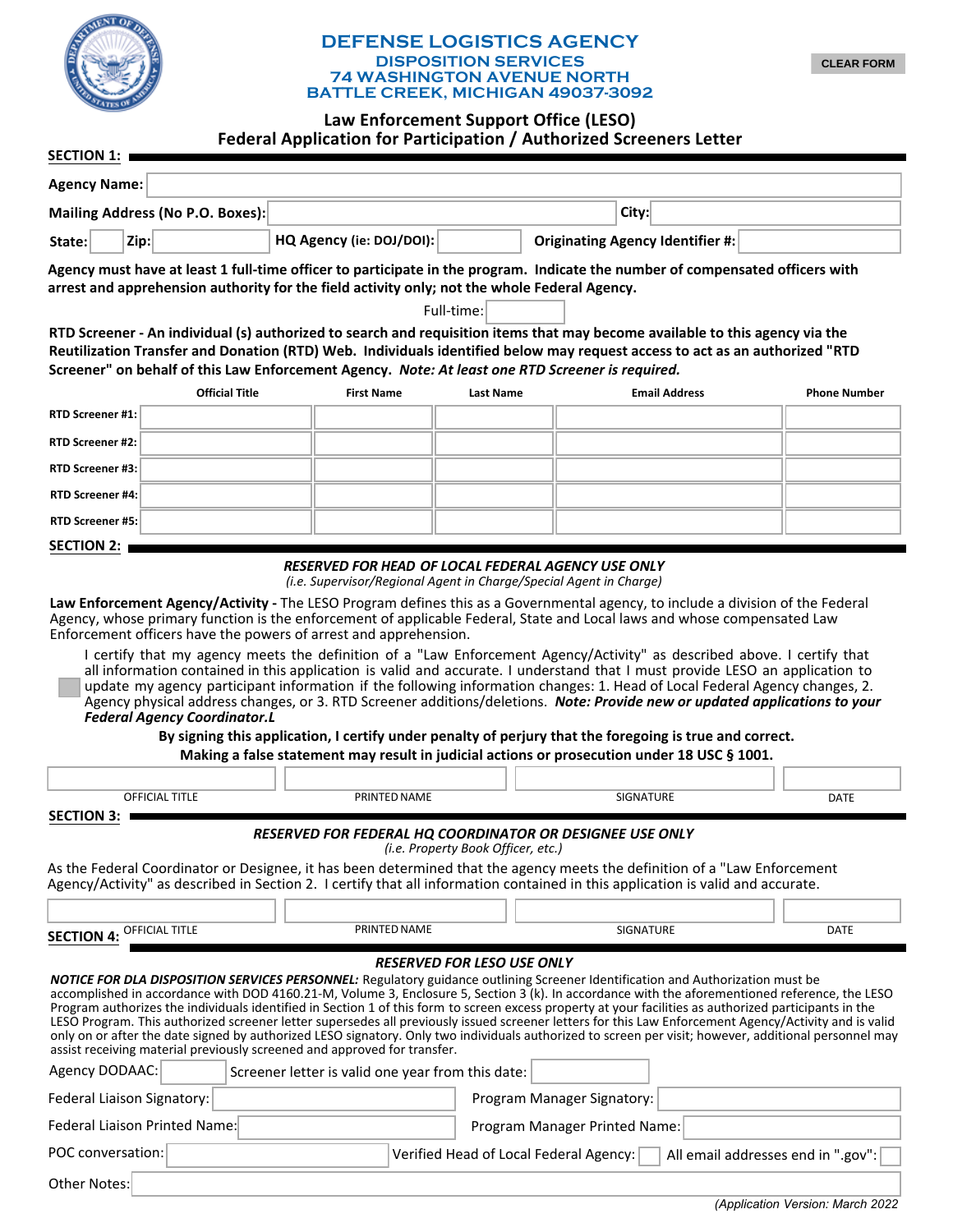# DEFENSE LOGISTICS AGENCY
## DISPOSITION SERVICES
## 74 WASHINGTON AVENUE NORTH
## BATTLE CREEK, MICHIGAN 49037-3092

CLEAR FORM

## Law Enforcement Support Office (LESO)
## Federal Application for Participation / Authorized Screeners Letter

**SECTION 1:**

**Agency Name:**

**Mailing Address (No P.O. Boxes):** **City:**

**State:** **Zip:** **HQ Agency (ie: DOJ/DOI):** **Originating Agency Identifier #:**

**Agency must have at least 1 full-time officer to participate in the program. Indicate the number of compensated officers with arrest and apprehension authority for the field activity only; not the whole Federal Agency.**

Full-time:

**RTD Screener - An individual (s) authorized to search and requisition items that may become available to this agency via the Reutilization Transfer and Donation (RTD) Web. Individuals identified below may request access to act as an authorized "RTD Screener" on behalf of this Law Enforcement Agency.** ***Note: At least one RTD Screener is required.***

| | Official Title | First Name | Last Name | Email Address | Phone Number |
|---|---|---|---|---|---|
| RTD Screener #1: | | | | | |
| RTD Screener #2: | | | | | |
| RTD Screener #3: | | | | | |
| RTD Screener #4: | | | | | |
| RTD Screener #5: | | | | | |

**SECTION 2:**

***RESERVED FOR HEAD OF LOCAL FEDERAL AGENCY USE ONLY***
*(i.e. Supervisor/Regional Agent in Charge/Special Agent in Charge)*

**Law Enforcement Agency/Activity -** The LESO Program defines this as a Governmental agency, to include a division of the Federal Agency, whose primary function is the enforcement of applicable Federal, State and Local laws and whose compensated Law Enforcement officers have the powers of arrest and apprehension.

☐ I certify that my agency meets the definition of a "Law Enforcement Agency/Activity" as described above. I certify that all information contained in this application is valid and accurate. I understand that I must provide LESO an application to update my agency participant information if the following information changes: 1. Head of Local Federal Agency changes, 2. Agency physical address changes, or 3. RTD Screener additions/deletions. ***Note: Provide new or updated applications to your Federal Agency Coordinator.L***

**By signing this application, I certify under penalty of perjury that the foregoing is true and correct.**
**Making a false statement may result in judicial actions or prosecution under 18 USC § 1001.**

| OFFICIAL TITLE | PRINTED NAME | SIGNATURE | DATE |
|---|---|---|---|
| | | | |

**SECTION 3:**

***RESERVED FOR FEDERAL HQ COORDINATOR OR DESIGNEE USE ONLY***
*(i.e. Property Book Officer, etc.)*

As the Federal Coordinator or Designee, it has been determined that the agency meets the definition of a "Law Enforcement Agency/Activity" as described in Section 2. I certify that all information contained in this application is valid and accurate.

| OFFICIAL TITLE | PRINTED NAME | SIGNATURE | DATE |
|---|---|---|---|
| | | | |

**SECTION 4:**

***RESERVED FOR LESO USE ONLY***

***NOTICE FOR DLA DISPOSITION SERVICES PERSONNEL:*** Regulatory guidance outlining Screener Identification and Authorization must be accomplished in accordance with DOD 4160.21-M, Volume 3, Enclosure 5, Section 3 (k). In accordance with the aforementioned reference, the LESO Program authorizes the individuals identified in Section 1 of this form to screen excess property at your facilities as authorized participants in the LESO Program. This authorized screener letter supersedes all previously issued screener letters for this Law Enforcement Agency/Activity and is valid only on or after the date signed by authorized LESO signatory. Only two individuals authorized to screen per visit; however, additional personnel may assist receiving material previously screened and approved for transfer.

Agency DODAAC: Screener letter is valid one year from this date:

Federal Liaison Signatory: Program Manager Signatory:

Federal Liaison Printed Name: Program Manager Printed Name:

POC conversation: Verified Head of Local Federal Agency: ☐ All email addresses end in ".gov": ☐

Other Notes:

*(Application Version: March 2022*